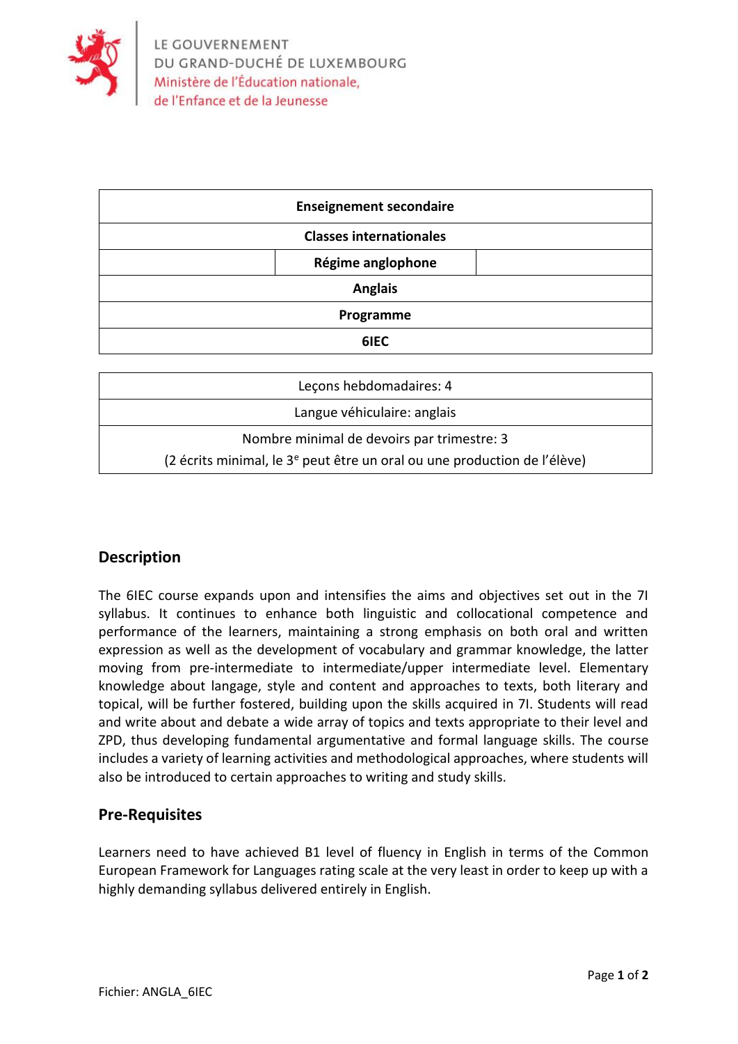LE GOUVERNEMENT
DU GRAND-DUCHÉ DE LUXEMBOURG
Ministère de l'Éducation nationale,
de l'Enfance et de la Jeunesse

| Enseignement secondaire | | |
|---|---|---|
| Classes internationales | | |
| | Régime anglophone | |
| Anglais | | |
| Programme | | |
| 6IEC | | |

| Leçons hebdomadaires: 4 |
|---|
| Langue véhiculaire: anglais |
| Nombre minimal de devoirs par trimestre: 3 (2 écrits minimal, le 3e peut être un oral ou une production de l'élève) |

## Description

The 6IEC course expands upon and intensifies the aims and objectives set out in the 7I syllabus. It continues to enhance both linguistic and collocational competence and performance of the learners, maintaining a strong emphasis on both oral and written expression as well as the development of vocabulary and grammar knowledge, the latter moving from pre-intermediate to intermediate/upper intermediate level. Elementary knowledge about langage, style and content and approaches to texts, both literary and topical, will be further fostered, building upon the skills acquired in 7I. Students will read and write about and debate a wide array of topics and texts appropriate to their level and ZPD, thus developing fundamental argumentative and formal language skills. The course includes a variety of learning activities and methodological approaches, where students will also be introduced to certain approaches to writing and study skills.

## Pre-Requisites

Learners need to have achieved B1 level of fluency in English in terms of the Common European Framework for Languages rating scale at the very least in order to keep up with a highly demanding syllabus delivered entirely in English.

Fichier: ANGLA_6IEC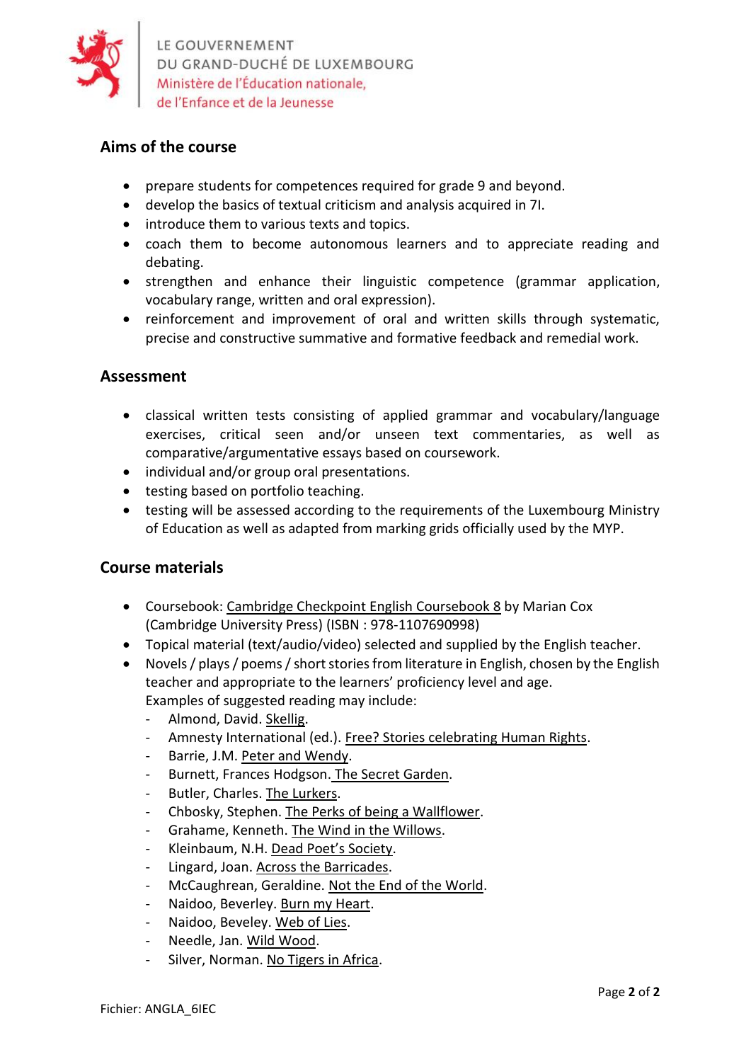## Aims of the course

- prepare students for competences required for grade 9 and beyond.
- develop the basics of textual criticism and analysis acquired in 7I.
- introduce them to various texts and topics.
- coach them to become autonomous learners and to appreciate reading and debating.
- strengthen and enhance their linguistic competence (grammar application, vocabulary range, written and oral expression).
- reinforcement and improvement of oral and written skills through systematic, precise and constructive summative and formative feedback and remedial work.

## Assessment

- classical written tests consisting of applied grammar and vocabulary/language exercises, critical seen and/or unseen text commentaries, as well as comparative/argumentative essays based on coursework.
- individual and/or group oral presentations.
- testing based on portfolio teaching.
- testing will be assessed according to the requirements of the Luxembourg Ministry of Education as well as adapted from marking grids officially used by the MYP.

## Course materials

- Coursebook: Cambridge Checkpoint English Coursebook 8 by Marian Cox (Cambridge University Press) (ISBN : 978-1107690998)
- Topical material (text/audio/video) selected and supplied by the English teacher.
- Novels / plays / poems / short stories from literature in English, chosen by the English teacher and appropriate to the learners' proficiency level and age.
  Examples of suggested reading may include:
  - Almond, David. Skellig.
  - Amnesty International (ed.). Free? Stories celebrating Human Rights.
  - Barrie, J.M. Peter and Wendy.
  - Burnett, Frances Hodgson. The Secret Garden.
  - Butler, Charles. The Lurkers.
  - Chbosky, Stephen. The Perks of being a Wallflower.
  - Grahame, Kenneth. The Wind in the Willows.
  - Kleinbaum, N.H. Dead Poet's Society.
  - Lingard, Joan. Across the Barricades.
  - McCaughrean, Geraldine. Not the End of the World.
  - Naidoo, Beverley. Burn my Heart.
  - Naidoo, Beveley. Web of Lies.
  - Needle, Jan. Wild Wood.
  - Silver, Norman. No Tigers in Africa.